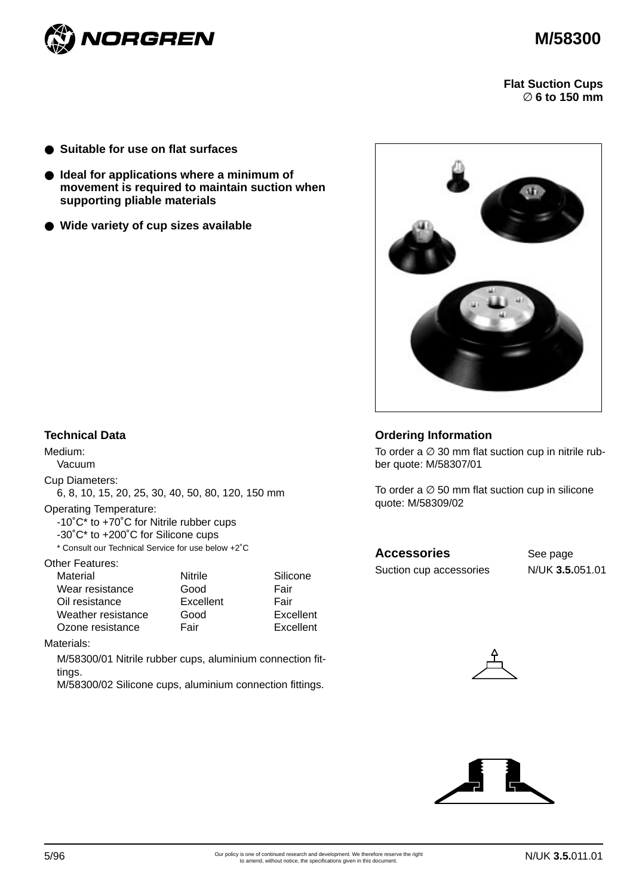# M/58300

**Flat Suction Cups**
**∅ 6 to 150 mm**

- **Suitable for use on flat surfaces**
- **Ideal for applications where a minimum of movement is required to maintain suction when supporting pliable materials**
- **Wide variety of cup sizes available**

## Technical Data

Medium:
Vacuum

Cup Diameters:
6, 8, 10, 15, 20, 25, 30, 40, 50, 80, 120, 150 mm

Operating Temperature:
-10˚C* to +70˚C for Nitrile rubber cups
-30˚C* to +200˚C for Silicone cups
\* Consult our Technical Service for use below +2˚C

Other Features:

| Material | Nitrile | Silicone |
|---|---|---|
| Wear resistance | Good | Fair |
| Oil resistance | Excellent | Fair |
| Weather resistance | Good | Excellent |
| Ozone resistance | Fair | Excellent |

Materials:

M/58300/01 Nitrile rubber cups, aluminium connection fittings.
M/58300/02 Silicone cups, aluminium connection fittings.

## Ordering Information

To order a ∅ 30 mm flat suction cup in nitrile rubber quote: M/58307/01

To order a ∅ 50 mm flat suction cup in silicone quote: M/58309/02

## Accessories

| Accessories | See page |
|---|---|
| Suction cup accessories | N/UK **3.5.**051.01 |

5/96

Our policy is one of continued research and development. We therefore reserve the right to amend, without notice, the specifications given in this document.

N/UK **3.5.**011.01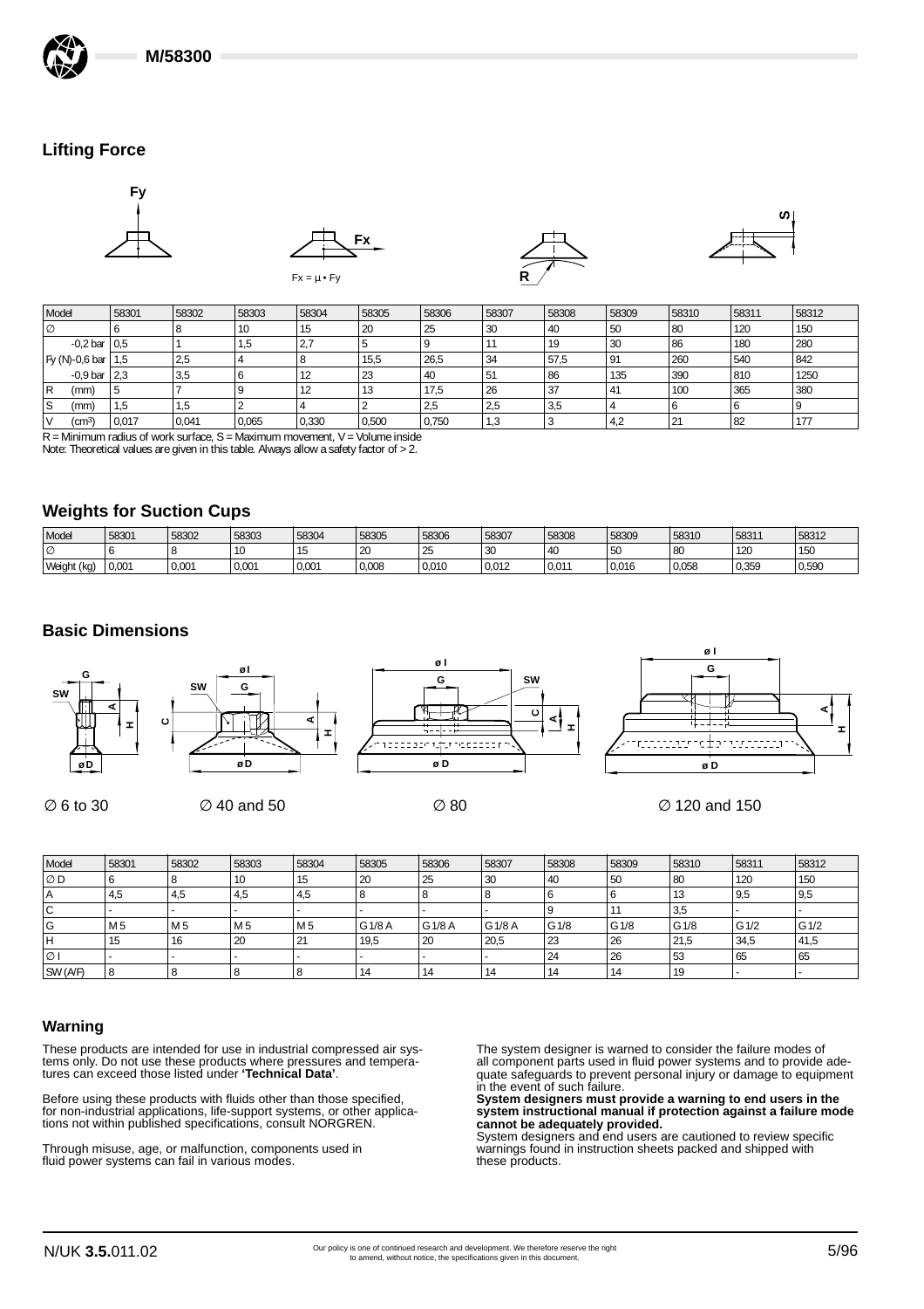## Lifting Force

Fy

Fx

Fx = μ • Fy

R

S

| Model | 58301 | 58302 | 58303 | 58304 | 58305 | 58306 | 58307 | 58308 | 58309 | 58310 | 58311 | 58312 |
|---|---|---|---|---|---|---|---|---|---|---|---|---|
| ∅ | 6 | 8 | 10 | 15 | 20 | 25 | 30 | 40 | 50 | 80 | 120 | 150 |
| -0,2 bar | 0,5 | 1 | 1,5 | 2,7 | 5 | 9 | 11 | 19 | 30 | 86 | 180 | 280 |
| Fy (N)-0,6 bar | 1,5 | 2,5 | 4 | 8 | 15,5 | 26,5 | 34 | 57,5 | 91 | 260 | 540 | 842 |
| -0,9 bar | 2,3 | 3,5 | 6 | 12 | 23 | 40 | 51 | 86 | 135 | 390 | 810 | 1250 |
| R (mm) | 5 | 7 | 9 | 12 | 13 | 17,5 | 26 | 37 | 41 | 100 | 365 | 380 |
| S (mm) | 1,5 | 1,5 | 2 | 4 | 2 | 2,5 | 2,5 | 3,5 | 4 | 6 | 6 | 9 |
| V ($cm^3$) | 0,017 | 0,041 | 0,065 | 0,330 | 0,500 | 0,750 | 1,3 | 3 | 4,2 | 21 | 82 | 177 |

R = Minimum radius of work surface, S = Maximum movement, V = Volume inside
Note: Theoretical values are given in this table. Always allow a safety factor of > 2.

## Weights for Suction Cups

| Model | 58301 | 58302 | 58303 | 58304 | 58305 | 58306 | 58307 | 58308 | 58309 | 58310 | 58311 | 58312 |
|---|---|---|---|---|---|---|---|---|---|---|---|---|
| ∅ | 6 | 8 | 10 | 15 | 20 | 25 | 30 | 40 | 50 | 80 | 120 | 150 |
| Weight (kg) | 0,001 | 0,001 | 0,001 | 0,001 | 0,008 | 0,010 | 0,012 | 0,011 | 0,016 | 0,058 | 0,359 | 0,590 |

## Basic Dimensions

∅ 6 to 30

∅ 40 and 50

∅ 80

∅ 120 and 150

| Model | 58301 | 58302 | 58303 | 58304 | 58305 | 58306 | 58307 | 58308 | 58309 | 58310 | 58311 | 58312 |
|---|---|---|---|---|---|---|---|---|---|---|---|---|
| ∅ D | 6 | 8 | 10 | 15 | 20 | 25 | 30 | 40 | 50 | 80 | 120 | 150 |
| A | 4,5 | 4,5 | 4,5 | 4,5 | 8 | 8 | 8 | 6 | 6 | 13 | 9,5 | 9,5 |
| C | - | - | - | - | - | - | - | 9 | 11 | 3,5 | - | - |
| G | M 5 | M 5 | M 5 | M 5 | G 1/8 A | G 1/8 A | G 1/8 A | G 1/8 | G 1/8 | G 1/8 | G 1/2 | G 1/2 |
| H | 15 | 16 | 20 | 21 | 19,5 | 20 | 20,5 | 23 | 26 | 21,5 | 34,5 | 41,5 |
| ∅ I | - | - | - | - | - | - | - | 24 | 26 | 53 | 65 | 65 |
| SW (A/F) | 8 | 8 | 8 | 8 | 14 | 14 | 14 | 14 | 14 | 19 | - | - |

## Warning

These products are intended for use in industrial compressed air systems only. Do not use these products where pressures and temperatures can exceed those listed under **'Technical Data'**.

Before using these products with fluids other than those specified, for non-industrial applications, life-support systems, or other applications not within published specifications, consult NORGREN.

Through misuse, age, or malfunction, components used in fluid power systems can fail in various modes.

The system designer is warned to consider the failure modes of all component parts used in fluid power systems and to provide adequate safeguards to prevent personal injury or damage to equipment in the event of such failure.

**System designers must provide a warning to end users in the system instructional manual if protection against a failure mode cannot be adequately provided.**

System designers and end users are cautioned to review specific warnings found in instruction sheets packed and shipped with these products.

Our policy is one of continued research and development. We therefore reserve the right to amend, without notice, the specifications given in this document.